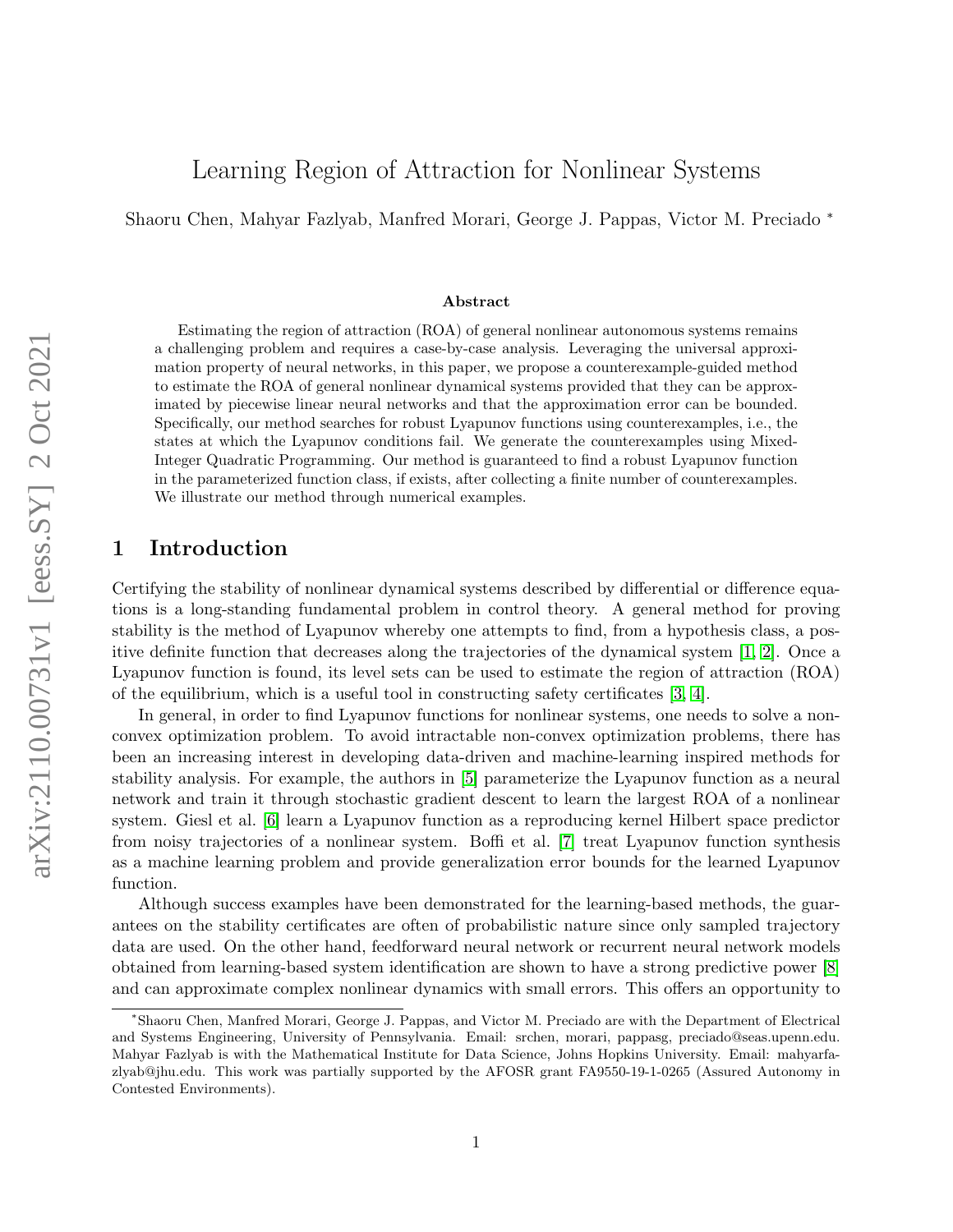# Learning Region of Attraction for Nonlinear Systems

Shaoru Chen, Mahyar Fazlyab, Manfred Morari, George J. Pappas, Victor M. Preciado *

### Abstract

Estimating the region of attraction (ROA) of general nonlinear autonomous systems remains a challenging problem and requires a case-by-case analysis. Leveraging the universal approximation property of neural networks, in this paper, we propose a counterexample-guided method to estimate the ROA of general nonlinear dynamical systems provided that they can be approximated by piecewise linear neural networks and that the approximation error can be bounded. Specifically, our method searches for robust Lyapunov functions using counterexamples, i.e., the states at which the Lyapunov conditions fail. We generate the counterexamples using Mixed-Integer Quadratic Programming. Our method is guaranteed to find a robust Lyapunov function in the parameterized function class, if exists, after collecting a finite number of counterexamples. We illustrate our method through numerical examples.

## 1 Introduction

Certifying the stability of nonlinear dynamical systems described by differential or difference equations is a long-standing fundamental problem in control theory. A general method for proving stability is the method of Lyapunov whereby one attempts to find, from a hypothesis class, a positive definite function that decreases along the trajectories of the dynamical system [1, 2]. Once a Lyapunov function is found, its level sets can be used to estimate the region of attraction (ROA) of the equilibrium, which is a useful tool in constructing safety certificates [3, 4].

In general, in order to find Lyapunov functions for nonlinear systems, one needs to solve a nonconvex optimization problem. To avoid intractable non-convex optimization problems, there has been an increasing interest in developing data-driven and machine-learning inspired methods for stability analysis. For example, the authors in [5] parameterize the Lyapunov function as a neural network and train it through stochastic gradient descent to learn the largest ROA of a nonlinear system. Giesl et al. [6] learn a Lyapunov function as a reproducing kernel Hilbert space predictor from noisy trajectories of a nonlinear system. Boffi et al. [7] treat Lyapunov function synthesis as a machine learning problem and provide generalization error bounds for the learned Lyapunov function.

Although success examples have been demonstrated for the learning-based methods, the guarantees on the stability certificates are often of probabilistic nature since only sampled trajectory data are used. On the other hand, feedforward neural network or recurrent neural network models obtained from learning-based system identification are shown to have a strong predictive power [8] and can approximate complex nonlinear dynamics with small errors. This offers an opportunity to

*Shaoru Chen, Manfred Morari, George J. Pappas, and Victor M. Preciado are with the Department of Electrical and Systems Engineering, University of Pennsylvania. Email: srchen, morari, pappasg, preciado@seas.upenn.edu. Mahyar Fazlyab is with the Mathematical Institute for Data Science, Johns Hopkins University. Email: mahyarfazlyab@jhu.edu. This work was partially supported by the AFOSR grant FA9550-19-1-0265 (Assured Autonomy in Contested Environments).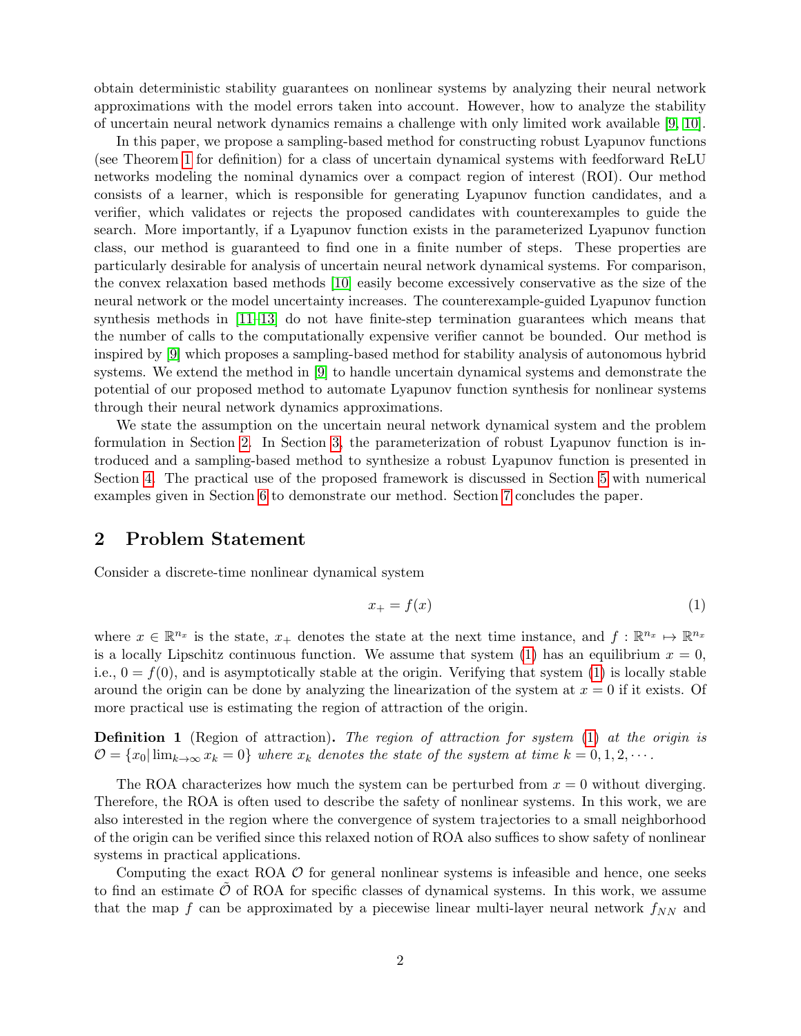obtain deterministic stability guarantees on nonlinear systems by analyzing their neural network approximations with the model errors taken into account. However, how to analyze the stability of uncertain neural network dynamics remains a challenge with only limited work available [9, 10].

In this paper, we propose a sampling-based method for constructing robust Lyapunov functions (see Theorem 1 for definition) for a class of uncertain dynamical systems with feedforward ReLU networks modeling the nominal dynamics over a compact region of interest (ROI). Our method consists of a learner, which is responsible for generating Lyapunov function candidates, and a verifier, which validates or rejects the proposed candidates with counterexamples to guide the search. More importantly, if a Lyapunov function exists in the parameterized Lyapunov function class, our method is guaranteed to find one in a finite number of steps. These properties are particularly desirable for analysis of uncertain neural network dynamical systems. For comparison, the convex relaxation based methods [10] easily become excessively conservative as the size of the neural network or the model uncertainty increases. The counterexample-guided Lyapunov function synthesis methods in [11–13] do not have finite-step termination guarantees which means that the number of calls to the computationally expensive verifier cannot be bounded. Our method is inspired by [9] which proposes a sampling-based method for stability analysis of autonomous hybrid systems. We extend the method in [9] to handle uncertain dynamical systems and demonstrate the potential of our proposed method to automate Lyapunov function synthesis for nonlinear systems through their neural network dynamics approximations.

We state the assumption on the uncertain neural network dynamical system and the problem formulation in Section 2. In Section 3, the parameterization of robust Lyapunov function is introduced and a sampling-based method to synthesize a robust Lyapunov function is presented in Section 4. The practical use of the proposed framework is discussed in Section 5 with numerical examples given in Section 6 to demonstrate our method. Section 7 concludes the paper.

## 2 Problem Statement

Consider a discrete-time nonlinear dynamical system

$$x_+ = f(x) \tag{1}$$

where $x \in \mathbb{R}^{n_x}$ is the state, $x_+$ denotes the state at the next time instance, and $f : \mathbb{R}^{n_x} \mapsto \mathbb{R}^{n_x}$ is a locally Lipschitz continuous function. We assume that system (1) has an equilibrium $x = 0$, i.e., $0 = f(0)$, and is asymptotically stable at the origin. Verifying that system (1) is locally stable around the origin can be done by analyzing the linearization of the system at $x = 0$ if it exists. Of more practical use is estimating the region of attraction of the origin.

**Definition 1** (Region of attraction)**.** *The region of attraction for system (1) at the origin is $\mathcal{O} = \{x_0 \vert \lim_{k\to\infty} x_k = 0\}$ where $x_k$ denotes the state of the system at time $k = 0, 1, 2, \cdots$.*

The ROA characterizes how much the system can be perturbed from $x = 0$ without diverging. Therefore, the ROA is often used to describe the safety of nonlinear systems. In this work, we are also interested in the region where the convergence of system trajectories to a small neighborhood of the origin can be verified since this relaxed notion of ROA also suffices to show safety of nonlinear systems in practical applications.

Computing the exact ROA $\mathcal{O}$ for general nonlinear systems is infeasible and hence, one seeks to find an estimate $\tilde{\mathcal{O}}$ of ROA for specific classes of dynamical systems. In this work, we assume that the map $f$ can be approximated by a piecewise linear multi-layer neural network $f_{NN}$ and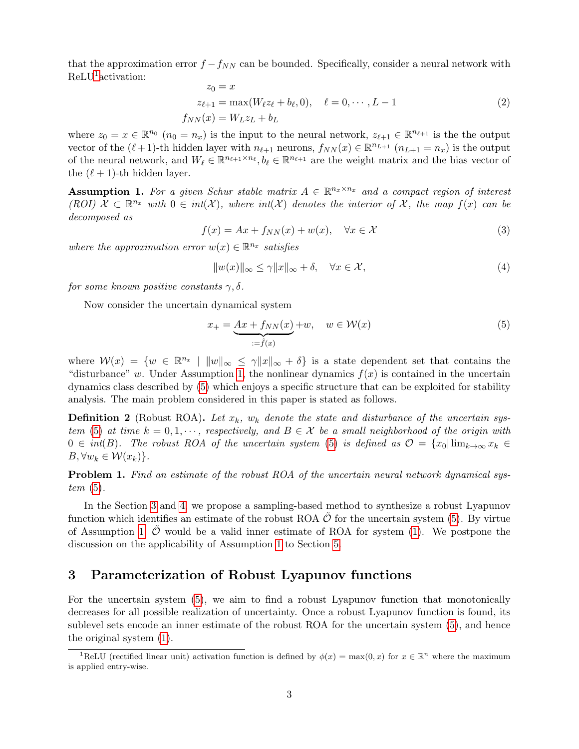that the approximation error $f - f_{NN}$ can be bounded. Specifically, consider a neural network with ReLU[1] activation:

$$
\begin{aligned}
z_0 &= x \\
z_{\ell+1} &= \max(W_\ell z_\ell + b_\ell, 0), \quad \ell = 0, \cdots, L-1 \\
f_{NN}(x) &= W_L z_L + b_L
\end{aligned} \tag{2}
$$

where $z_0 = x \in \mathbb{R}^{n_0}$ ($n_0 = n_x$) is the input to the neural network, $z_{\ell+1} \in \mathbb{R}^{n_{\ell+1}}$ is the the output vector of the $(\ell+1)$-th hidden layer with $n_{\ell+1}$ neurons, $f_{NN}(x) \in \mathbb{R}^{n_{L+1}}$ ($n_{L+1} = n_x$) is the output of the neural network, and $W_\ell \in \mathbb{R}^{n_{\ell+1} \times n_\ell}, b_\ell \in \mathbb{R}^{n_{\ell+1}}$ are the weight matrix and the bias vector of the $(\ell+1)$-th hidden layer.

**Assumption 1.** *For a given Schur stable matrix $A \in \mathbb{R}^{n_x \times n_x}$ and a compact region of interest (ROI) $\mathcal{X} \subset \mathbb{R}^{n_x}$ with $0 \in int(\mathcal{X})$, where $int(\mathcal{X})$ denotes the interior of $\mathcal{X}$, the map $f(x)$ can be decomposed as*

$$
f(x) = Ax + f_{NN}(x) + w(x), \quad \forall x \in \mathcal{X} \tag{3}
$$

*where the approximation error $w(x) \in \mathbb{R}^{n_x}$ satisfies*

$$
\|w(x)\|_\infty \leq \gamma \|x\|_\infty + \delta, \quad \forall x \in \mathcal{X}, \tag{4}
$$

*for some known positive constants $\gamma, \delta$.*

Now consider the uncertain dynamical system

$$
x_+ = \underbrace{Ax + f_{NN}(x)}_{:=\hat{f}(x)} + w, \quad w \in \mathcal{W}(x) \tag{5}
$$

where $\mathcal{W}(x) = \{w \in \mathbb{R}^{n_x} \mid \|w\|_\infty \leq \gamma\|x\|_\infty + \delta\}$ is a state dependent set that contains the "disturbance" $w$. Under Assumption 1, the nonlinear dynamics $f(x)$ is contained in the uncertain dynamics class described by (5) which enjoys a specific structure that can be exploited for stability analysis. The main problem considered in this paper is stated as follows.

**Definition 2** (Robust ROA)**.** *Let $x_k$, $w_k$ denote the state and disturbance of the uncertain system (5) at time $k = 0, 1, \cdots$, respectively, and $B \in \mathcal{X}$ be a small neighborhood of the origin with $0 \in int(B)$. The robust ROA of the uncertain system (5) is defined as $\mathcal{O} = \{x_0 | \lim_{k\to\infty} x_k \in B, \forall w_k \in \mathcal{W}(x_k)\}$.*

**Problem 1.** *Find an estimate of the robust ROA of the uncertain neural network dynamical system (5).*

In the Section 3 and 4, we propose a sampling-based method to synthesize a robust Lyapunov function which identifies an estimate of the robust ROA $\tilde{\mathcal{O}}$ for the uncertain system (5). By virtue of Assumption 1, $\tilde{\mathcal{O}}$ would be a valid inner estimate of ROA for system (1). We postpone the discussion on the applicability of Assumption 1 to Section 5.

## 3 Parameterization of Robust Lyapunov functions

For the uncertain system (5), we aim to find a robust Lyapunov function that monotonically decreases for all possible realization of uncertainty. Once a robust Lyapunov function is found, its sublevel sets encode an inner estimate of the robust ROA for the uncertain system (5), and hence the original system (1).

[1] ReLU (rectified linear unit) activation function is defined by $\phi(x) = \max(0, x)$ for $x \in \mathbb{R}^n$ where the maximum is applied entry-wise.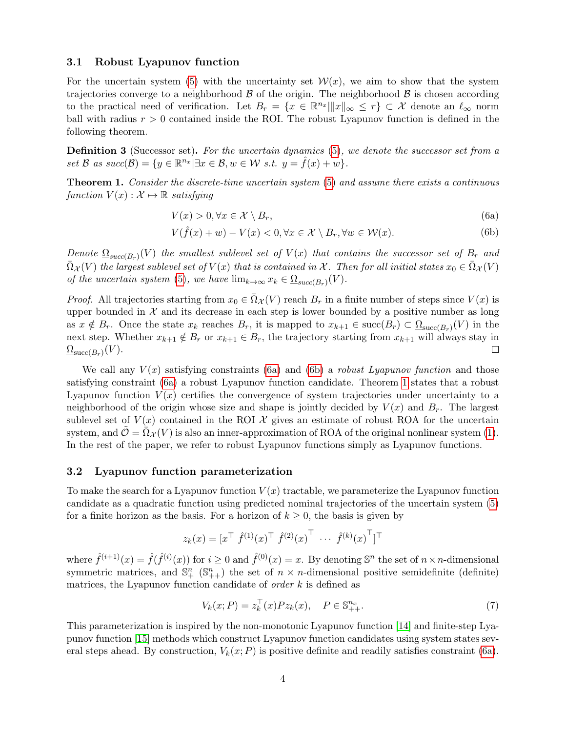### 3.1 Robust Lyapunov function

For the uncertain system (5) with the uncertainty set $\mathcal{W}(x)$, we aim to show that the system trajectories converge to a neighborhood $\mathcal{B}$ of the origin. The neighborhood $\mathcal{B}$ is chosen according to the practical need of verification. Let $B_r = \{x \in \mathbb{R}^{n_x} | \|x\|_\infty \leq r\} \subset \mathcal{X}$ denote an $\ell_\infty$ norm ball with radius $r > 0$ contained inside the ROI. The robust Lyapunov function is defined in the following theorem.

**Definition 3** (Successor set). *For the uncertain dynamics (5), we denote the successor set from a set $\mathcal{B}$ as $succ(\mathcal{B}) = \{y \in \mathbb{R}^{n_x} | \exists x \in \mathcal{B}, w \in \mathcal{W} \text{ s.t. } y = \hat{f}(x) + w\}$.*

**Theorem 1.** *Consider the discrete-time uncertain system (5) and assume there exists a continuous function $V(x) : \mathcal{X} \mapsto \mathbb{R}$ satisfying*

$$V(x) > 0, \forall x \in \mathcal{X} \setminus B_r, \tag{6a}$$

$$V(\hat{f}(x) + w) - V(x) < 0, \forall x \in \mathcal{X} \setminus B_r, \forall w \in \mathcal{W}(x). \tag{6b}$$

*Denote $\underline{\Omega}_{succ(B_r)}(V)$ the smallest sublevel set of $V(x)$ that contains the successor set of $B_r$ and $\bar{\Omega}_{\mathcal{X}}(V)$ the largest sublevel set of $V(x)$ that is contained in $\mathcal{X}$. Then for all initial states $x_0 \in \bar{\Omega}_{\mathcal{X}}(V)$ of the uncertain system (5), we have $\lim_{k\to\infty} x_k \in \underline{\Omega}_{succ(B_r)}(V)$.*

*Proof.* All trajectories starting from $x_0 \in \bar{\Omega}_{\mathcal{X}}(V)$ reach $B_r$ in a finite number of steps since $V(x)$ is upper bounded in $\mathcal{X}$ and its decrease in each step is lower bounded by a positive number as long as $x \notin B_r$. Once the state $x_k$ reaches $B_r$, it is mapped to $x_{k+1} \in \text{succ}(B_r) \subset \underline{\Omega}_{\text{succ}(B_r)}(V)$ in the next step. Whether $x_{k+1} \notin B_r$ or $x_{k+1} \in B_r$, the trajectory starting from $x_{k+1}$ will always stay in $\underline{\Omega}_{\text{succ}(B_r)}(V)$. □

We call any $V(x)$ satisfying constraints (6a) and (6b) a *robust Lyapunov function* and those satisfying constraint (6a) a robust Lyapunov function candidate. Theorem 1 states that a robust Lyapunov function $V(x)$ certifies the convergence of system trajectories under uncertainty to a neighborhood of the origin whose size and shape is jointly decided by $V(x)$ and $B_r$. The largest sublevel set of $V(x)$ contained in the ROI $\mathcal{X}$ gives an estimate of robust ROA for the uncertain system, and $\tilde{\mathcal{O}} = \bar{\Omega}_{\mathcal{X}}(V)$ is also an inner-approximation of ROA of the original nonlinear system (1). In the rest of the paper, we refer to robust Lyapunov functions simply as Lyapunov functions.

### 3.2 Lyapunov function parameterization

To make the search for a Lyapunov function $V(x)$ tractable, we parameterize the Lyapunov function candidate as a quadratic function using predicted nominal trajectories of the uncertain system (5) for a finite horizon as the basis. For a horizon of $k \geq 0$, the basis is given by

$$z_k(x) = [x^\top \; \hat{f}^{(1)}(x)^\top \; \hat{f}^{(2)}(x)^\top \; \cdots \; \hat{f}^{(k)}(x)^\top]^\top$$

where $\hat{f}^{(i+1)}(x) = \hat{f}(\hat{f}^{(i)}(x))$ for $i \geq 0$ and $\hat{f}^{(0)}(x) = x$. By denoting $\mathbb{S}^n$ the set of $n \times n$-dimensional symmetric matrices, and $\mathbb{S}^n_+$ ($\mathbb{S}^n_{++}$) the set of $n \times n$-dimensional positive semidefinite (definite) matrices, the Lyapunov function candidate of *order* $k$ is defined as

$$V_k(x; P) = z_k^\top(x) P z_k(x), \quad P \in \mathbb{S}^{n_x}_{++}. \tag{7}$$

This parameterization is inspired by the non-monotonic Lyapunov function [14] and finite-step Lyapunov function [15] methods which construct Lyapunov function candidates using system states several steps ahead. By construction, $V_k(x; P)$ is positive definite and readily satisfies constraint (6a).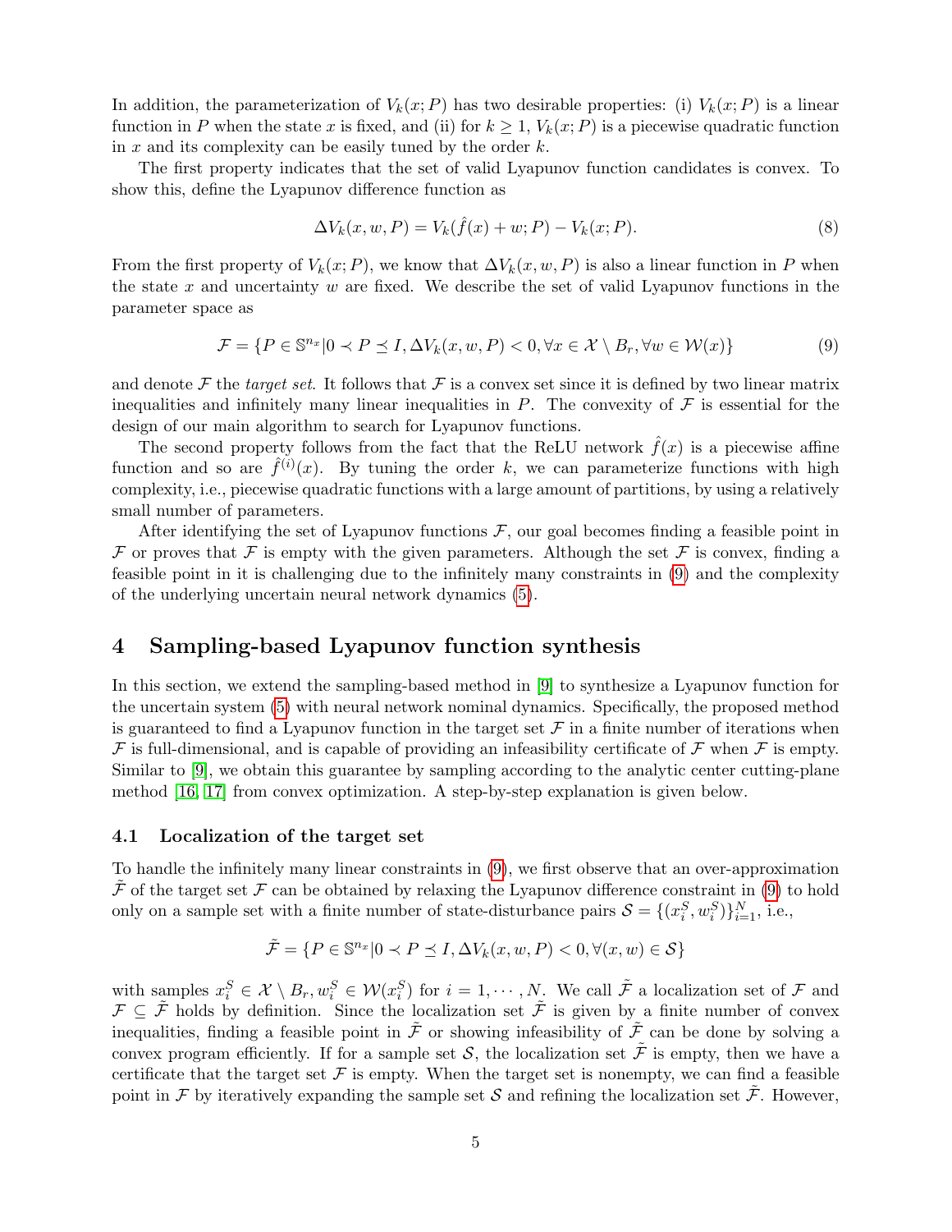In addition, the parameterization of $V_k(x; P)$ has two desirable properties: (i) $V_k(x; P)$ is a linear function in $P$ when the state $x$ is fixed, and (ii) for $k \geq 1$, $V_k(x; P)$ is a piecewise quadratic function in $x$ and its complexity can be easily tuned by the order $k$.

The first property indicates that the set of valid Lyapunov function candidates is convex. To show this, define the Lyapunov difference function as

$$\Delta V_k(x, w, P) = V_k(\hat{f}(x) + w; P) - V_k(x; P). \tag{8}$$

From the first property of $V_k(x; P)$, we know that $\Delta V_k(x, w, P)$ is also a linear function in $P$ when the state $x$ and uncertainty $w$ are fixed. We describe the set of valid Lyapunov functions in the parameter space as

$$\mathcal{F} = \{P \in \mathbb{S}^{n_x} | 0 \prec P \preceq I, \Delta V_k(x, w, P) < 0, \forall x \in \mathcal{X} \setminus B_r, \forall w \in \mathcal{W}(x)\} \tag{9}$$

and denote $\mathcal{F}$ the *target set*. It follows that $\mathcal{F}$ is a convex set since it is defined by two linear matrix inequalities and infinitely many linear inequalities in $P$. The convexity of $\mathcal{F}$ is essential for the design of our main algorithm to search for Lyapunov functions.

The second property follows from the fact that the ReLU network $\hat{f}(x)$ is a piecewise affine function and so are $\hat{f}^{(i)}(x)$. By tuning the order $k$, we can parameterize functions with high complexity, i.e., piecewise quadratic functions with a large amount of partitions, by using a relatively small number of parameters.

After identifying the set of Lyapunov functions $\mathcal{F}$, our goal becomes finding a feasible point in $\mathcal{F}$ or proves that $\mathcal{F}$ is empty with the given parameters. Although the set $\mathcal{F}$ is convex, finding a feasible point in it is challenging due to the infinitely many constraints in (9) and the complexity of the underlying uncertain neural network dynamics (5).

## 4 Sampling-based Lyapunov function synthesis

In this section, we extend the sampling-based method in [9] to synthesize a Lyapunov function for the uncertain system (5) with neural network nominal dynamics. Specifically, the proposed method is guaranteed to find a Lyapunov function in the target set $\mathcal{F}$ in a finite number of iterations when $\mathcal{F}$ is full-dimensional, and is capable of providing an infeasibility certificate of $\mathcal{F}$ when $\mathcal{F}$ is empty. Similar to [9], we obtain this guarantee by sampling according to the analytic center cutting-plane method [16, 17] from convex optimization. A step-by-step explanation is given below.

### 4.1 Localization of the target set

To handle the infinitely many linear constraints in (9), we first observe that an over-approximation $\tilde{\mathcal{F}}$ of the target set $\mathcal{F}$ can be obtained by relaxing the Lyapunov difference constraint in (9) to hold only on a sample set with a finite number of state-disturbance pairs $\mathcal{S} = \{(x_i^S, w_i^S)\}_{i=1}^N$, i.e.,

$$\tilde{\mathcal{F}} = \{P \in \mathbb{S}^{n_x} | 0 \prec P \preceq I, \Delta V_k(x, w, P) < 0, \forall (x, w) \in \mathcal{S}\}$$

with samples $x_i^S \in \mathcal{X} \setminus B_r, w_i^S \in \mathcal{W}(x_i^S)$ for $i = 1, \cdots, N$. We call $\tilde{\mathcal{F}}$ a localization set of $\mathcal{F}$ and $\mathcal{F} \subseteq \tilde{\mathcal{F}}$ holds by definition. Since the localization set $\tilde{\mathcal{F}}$ is given by a finite number of convex inequalities, finding a feasible point in $\tilde{\mathcal{F}}$ or showing infeasibility of $\tilde{\mathcal{F}}$ can be done by solving a convex program efficiently. If for a sample set $\mathcal{S}$, the localization set $\tilde{\mathcal{F}}$ is empty, then we have a certificate that the target set $\mathcal{F}$ is empty. When the target set is nonempty, we can find a feasible point in $\mathcal{F}$ by iteratively expanding the sample set $\mathcal{S}$ and refining the localization set $\tilde{\mathcal{F}}$. However,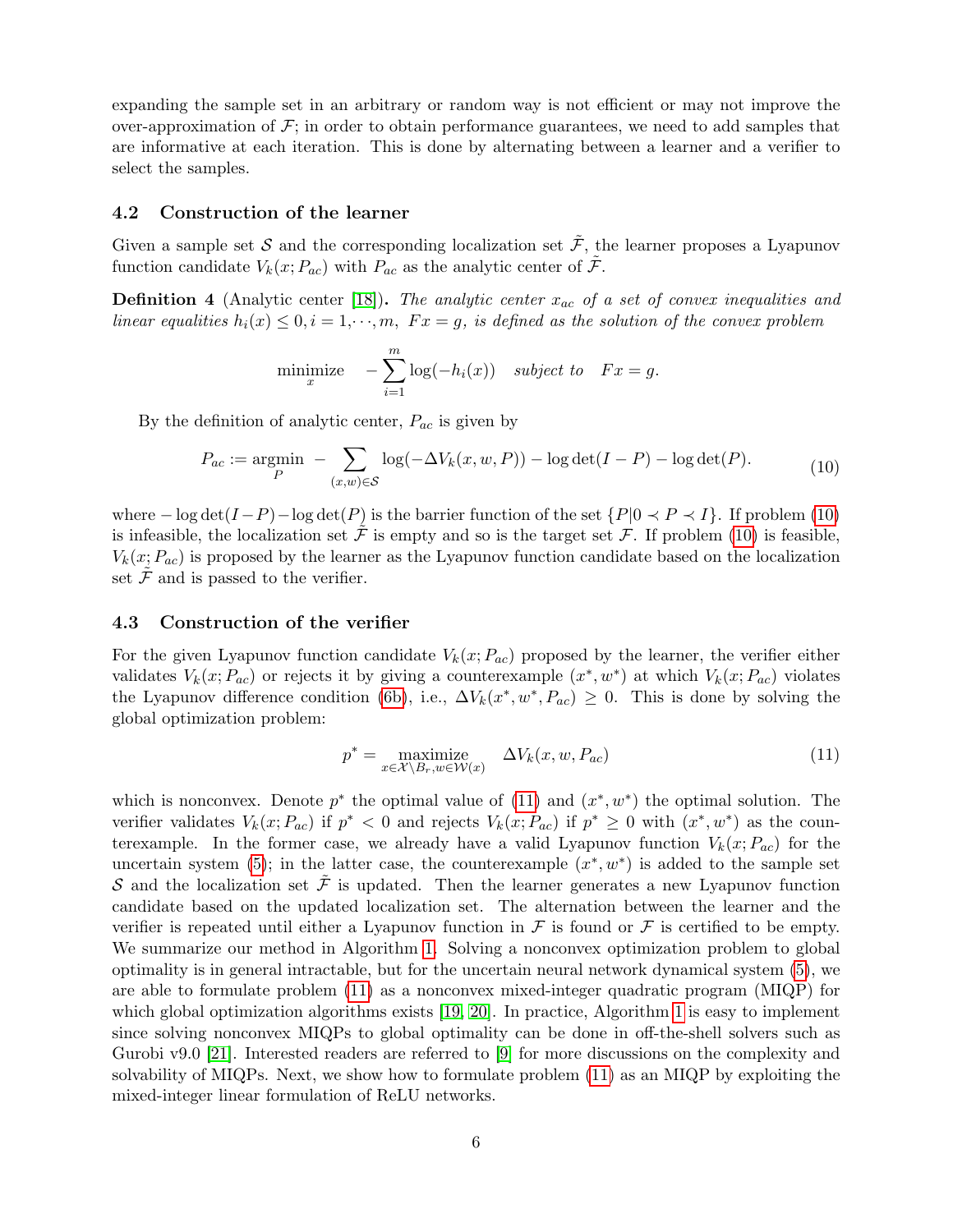expanding the sample set in an arbitrary or random way is not efficient or may not improve the over-approximation of $\mathcal{F}$; in order to obtain performance guarantees, we need to add samples that are informative at each iteration. This is done by alternating between a learner and a verifier to select the samples.

### 4.2 Construction of the learner

Given a sample set $\mathcal{S}$ and the corresponding localization set $\tilde{\mathcal{F}}$, the learner proposes a Lyapunov function candidate $V_k(x; P_{ac})$ with $P_{ac}$ as the analytic center of $\tilde{\mathcal{F}}$.

**Definition 4** (Analytic center [18]). *The analytic center $x_{ac}$ of a set of convex inequalities and linear equalities $h_i(x) \leq 0, i = 1, \cdots, m,\ Fx = g$, is defined as the solution of the convex problem*

$$\underset{x}{\text{minimize}} \quad -\sum_{i=1}^{m} \log(-h_i(x)) \quad \textit{subject to} \quad Fx = g.$$

By the definition of analytic center, $P_{ac}$ is given by

$$P_{ac} := \underset{P}{\text{argmin}} \ -\sum_{(x,w)\in\mathcal{S}} \log(-\Delta V_k(x,w,P)) - \log\det(I-P) - \log\det(P). \tag{10}$$

where $-\log\det(I-P) - \log\det(P)$ is the barrier function of the set $\{P | 0 \prec P \prec I\}$. If problem (10) is infeasible, the localization set $\tilde{\mathcal{F}}$ is empty and so is the target set $\mathcal{F}$. If problem (10) is feasible, $V_k(x; P_{ac})$ is proposed by the learner as the Lyapunov function candidate based on the localization set $\tilde{\mathcal{F}}$ and is passed to the verifier.

### 4.3 Construction of the verifier

For the given Lyapunov function candidate $V_k(x; P_{ac})$ proposed by the learner, the verifier either validates $V_k(x; P_{ac})$ or rejects it by giving a counterexample $(x^*, w^*)$ at which $V_k(x; P_{ac})$ violates the Lyapunov difference condition (6b), i.e., $\Delta V_k(x^*, w^*, P_{ac}) \geq 0$. This is done by solving the global optimization problem:

$$p^* = \underset{x \in \mathcal{X}\setminus B_r, w \in \mathcal{W}(x)}{\text{maximize}} \quad \Delta V_k(x, w, P_{ac}) \tag{11}$$

which is nonconvex. Denote $p^*$ the optimal value of (11) and $(x^*, w^*)$ the optimal solution. The verifier validates $V_k(x; P_{ac})$ if $p^* < 0$ and rejects $V_k(x; P_{ac})$ if $p^* \geq 0$ with $(x^*, w^*)$ as the counterexample. In the former case, we already have a valid Lyapunov function $V_k(x; P_{ac})$ for the uncertain system (5); in the latter case, the counterexample $(x^*, w^*)$ is added to the sample set $\mathcal{S}$ and the localization set $\tilde{\mathcal{F}}$ is updated. Then the learner generates a new Lyapunov function candidate based on the updated localization set. The alternation between the learner and the verifier is repeated until either a Lyapunov function in $\mathcal{F}$ is found or $\mathcal{F}$ is certified to be empty. We summarize our method in Algorithm 1. Solving a nonconvex optimization problem to global optimality is in general intractable, but for the uncertain neural network dynamical system (5), we are able to formulate problem (11) as a nonconvex mixed-integer quadratic program (MIQP) for which global optimization algorithms exists [19, 20]. In practice, Algorithm 1 is easy to implement since solving nonconvex MIQPs to global optimality can be done in off-the-shelf solvers such as Gurobi v9.0 [21]. Interested readers are referred to [9] for more discussions on the complexity and solvability of MIQPs. Next, we show how to formulate problem (11) as an MIQP by exploiting the mixed-integer linear formulation of ReLU networks.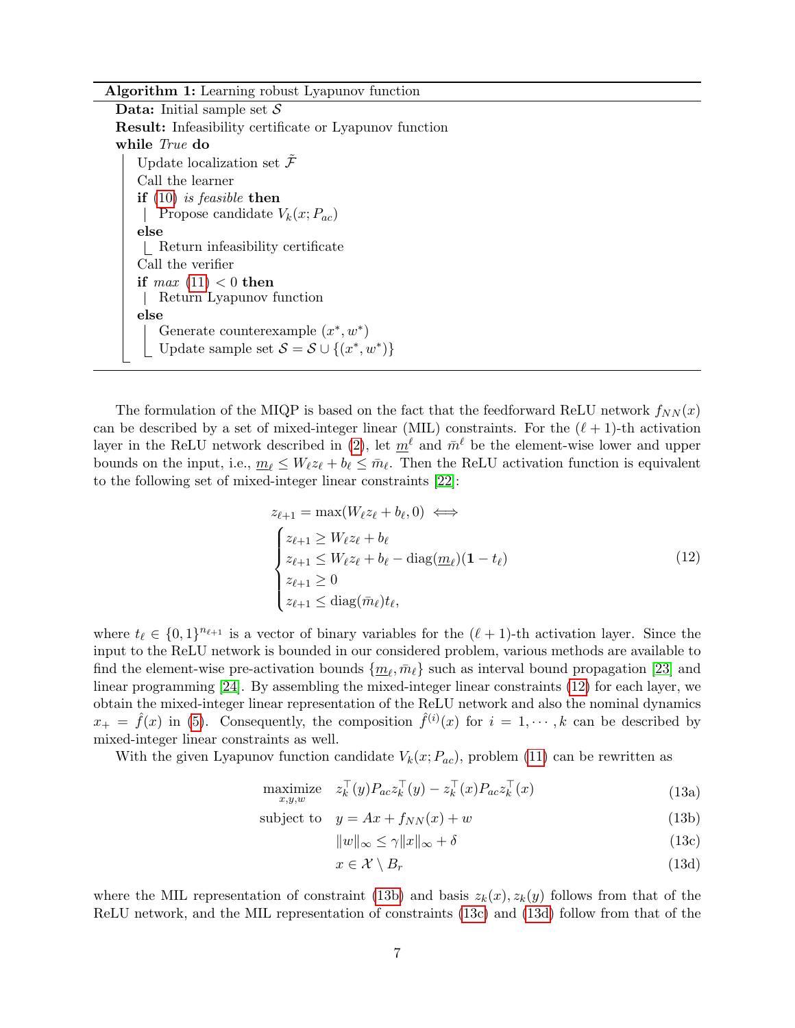**Algorithm 1:** Learning robust Lyapunov function

```
Data: Initial sample set S
Result: Infeasibility certificate or Lyapunov function
while True do
    Update localization set F̃
    Call the learner
    if (10) is feasible then
        Propose candidate V_k(x; P_ac)
    else
        Return infeasibility certificate
    Call the verifier
    if max (11) < 0 then
        Return Lyapunov function
    else
        Generate counterexample (x*, w*)
        Update sample set S = S ∪ {(x*, w*)}
```

The formulation of the MIQP is based on the fact that the feedforward ReLU network $f_{NN}(x)$ can be described by a set of mixed-integer linear (MIL) constraints. For the $(\ell+1)$-th activation layer in the ReLU network described in (2), let $\underline{m}^\ell$ and $\bar{m}^\ell$ be the element-wise lower and upper bounds on the input, i.e., $\underline{m}_\ell \leq W_\ell z_\ell + b_\ell \leq \bar{m}_\ell$. Then the ReLU activation function is equivalent to the following set of mixed-integer linear constraints [22]:

$$
z_{\ell+1} = \max(W_\ell z_\ell + b_\ell, 0) \iff
\begin{cases}
z_{\ell+1} \geq W_\ell z_\ell + b_\ell \\
z_{\ell+1} \leq W_\ell z_\ell + b_\ell - \mathrm{diag}(\underline{m}_\ell)(\mathbf{1} - t_\ell) \\
z_{\ell+1} \geq 0 \\
z_{\ell+1} \leq \mathrm{diag}(\bar{m}_\ell) t_\ell,
\end{cases}
\tag{12}
$$

where $t_\ell \in \{0,1\}^{n_{\ell+1}}$ is a vector of binary variables for the $(\ell+1)$-th activation layer. Since the input to the ReLU network is bounded in our considered problem, various methods are available to find the element-wise pre-activation bounds $\{\underline{m}_\ell, \bar{m}_\ell\}$ such as interval bound propagation [23] and linear programming [24]. By assembling the mixed-integer linear constraints (12) for each layer, we obtain the mixed-integer linear representation of the ReLU network and also the nominal dynamics $x_+ = \hat{f}(x)$ in (5). Consequently, the composition $\hat{f}^{(i)}(x)$ for $i = 1, \cdots, k$ can be described by mixed-integer linear constraints as well.

With the given Lyapunov function candidate $V_k(x; P_{ac})$, problem (11) can be rewritten as

$$
\begin{aligned}
\underset{x,y,w}{\text{maximize}} \quad & z_k^\top(y) P_{ac} z_k^\top(y) - z_k^\top(x) P_{ac} z_k^\top(x) && \text{(13a)} \\
\text{subject to} \quad & y = Ax + f_{NN}(x) + w && \text{(13b)} \\
& \|w\|_\infty \leq \gamma \|x\|_\infty + \delta && \text{(13c)} \\
& x \in \mathcal{X} \setminus B_r && \text{(13d)}
\end{aligned}
$$

where the MIL representation of constraint (13b) and basis $z_k(x), z_k(y)$ follows from that of the ReLU network, and the MIL representation of constraints (13c) and (13d) follow from that of the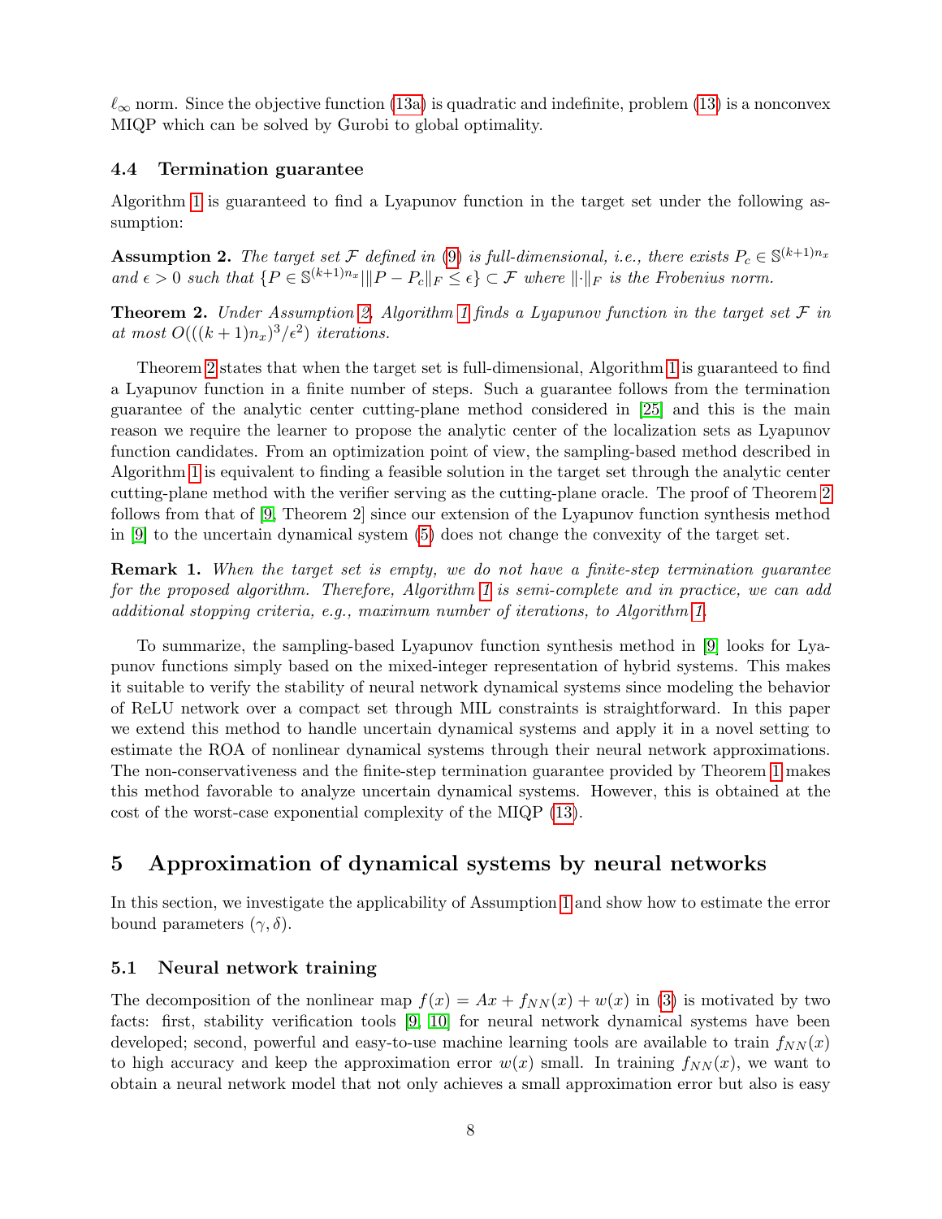$\ell_\infty$ norm. Since the objective function (13a) is quadratic and indefinite, problem (13) is a nonconvex MIQP which can be solved by Gurobi to global optimality.

### 4.4 Termination guarantee

Algorithm 1 is guaranteed to find a Lyapunov function in the target set under the following assumption:

**Assumption 2.** *The target set $\mathcal{F}$ defined in (9) is full-dimensional, i.e., there exists $P_c \in \mathbb{S}^{(k+1)n_x}$ and $\epsilon > 0$ such that $\{P \in \mathbb{S}^{(k+1)n_x} \| \|P - P_c\|_F \leq \epsilon\} \subset \mathcal{F}$ where $\|\cdot\|_F$ is the Frobenius norm.*

**Theorem 2.** *Under Assumption 2, Algorithm 1 finds a Lyapunov function in the target set $\mathcal{F}$ in at most $O(((k+1)n_x)^3/\epsilon^2)$ iterations.*

Theorem 2 states that when the target set is full-dimensional, Algorithm 1 is guaranteed to find a Lyapunov function in a finite number of steps. Such a guarantee follows from the termination guarantee of the analytic center cutting-plane method considered in [25] and this is the main reason we require the learner to propose the analytic center of the localization sets as Lyapunov function candidates. From an optimization point of view, the sampling-based method described in Algorithm 1 is equivalent to finding a feasible solution in the target set through the analytic center cutting-plane method with the verifier serving as the cutting-plane oracle. The proof of Theorem 2 follows from that of [9, Theorem 2] since our extension of the Lyapunov function synthesis method in [9] to the uncertain dynamical system (5) does not change the convexity of the target set.

**Remark 1.** *When the target set is empty, we do not have a finite-step termination guarantee for the proposed algorithm. Therefore, Algorithm 1 is semi-complete and in practice, we can add additional stopping criteria, e.g., maximum number of iterations, to Algorithm 1.*

To summarize, the sampling-based Lyapunov function synthesis method in [9] looks for Lyapunov functions simply based on the mixed-integer representation of hybrid systems. This makes it suitable to verify the stability of neural network dynamical systems since modeling the behavior of ReLU network over a compact set through MIL constraints is straightforward. In this paper we extend this method to handle uncertain dynamical systems and apply it in a novel setting to estimate the ROA of nonlinear dynamical systems through their neural network approximations. The non-conservativeness and the finite-step termination guarantee provided by Theorem 1 makes this method favorable to analyze uncertain dynamical systems. However, this is obtained at the cost of the worst-case exponential complexity of the MIQP (13).

## 5 Approximation of dynamical systems by neural networks

In this section, we investigate the applicability of Assumption 1 and show how to estimate the error bound parameters $(\gamma, \delta)$.

### 5.1 Neural network training

The decomposition of the nonlinear map $f(x) = Ax + f_{NN}(x) + w(x)$ in (3) is motivated by two facts: first, stability verification tools [9, 10] for neural network dynamical systems have been developed; second, powerful and easy-to-use machine learning tools are available to train $f_{NN}(x)$ to high accuracy and keep the approximation error $w(x)$ small. In training $f_{NN}(x)$, we want to obtain a neural network model that not only achieves a small approximation error but also is easy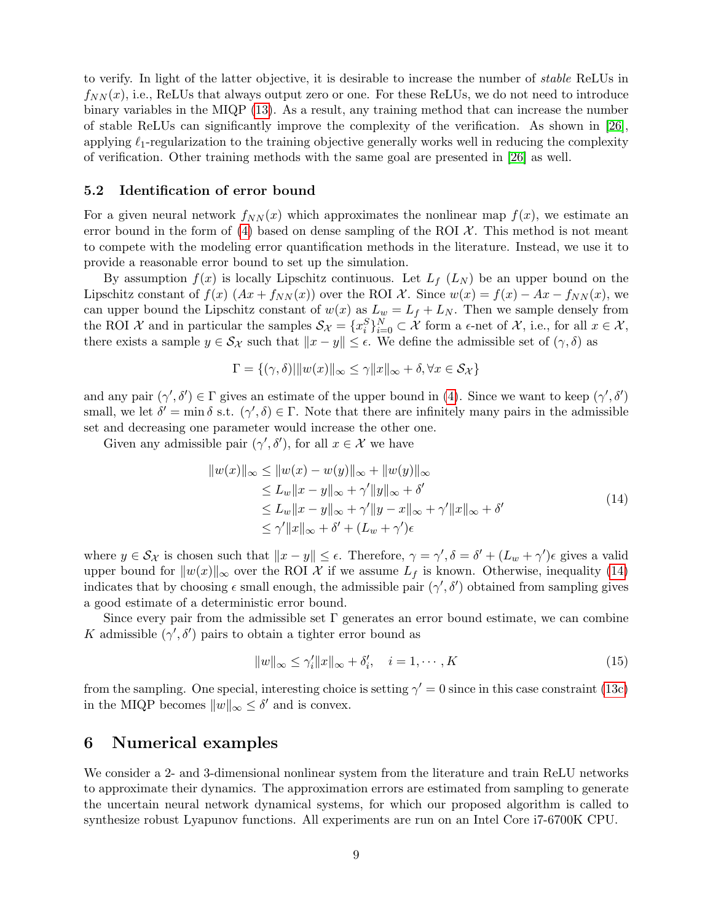to verify. In light of the latter objective, it is desirable to increase the number of *stable* ReLUs in $f_{NN}(x)$, i.e., ReLUs that always output zero or one. For these ReLUs, we do not need to introduce binary variables in the MIQP (13). As a result, any training method that can increase the number of stable ReLUs can significantly improve the complexity of the verification. As shown in [26], applying $\ell_1$-regularization to the training objective generally works well in reducing the complexity of verification. Other training methods with the same goal are presented in [26] as well.

### 5.2 Identification of error bound

For a given neural network $f_{NN}(x)$ which approximates the nonlinear map $f(x)$, we estimate an error bound in the form of (4) based on dense sampling of the ROI $\mathcal{X}$. This method is not meant to compete with the modeling error quantification methods in the literature. Instead, we use it to provide a reasonable error bound to set up the simulation.

By assumption $f(x)$ is locally Lipschitz continuous. Let $L_f$ ($L_N$) be an upper bound on the Lipschitz constant of $f(x)$ ($Ax + f_{NN}(x)$) over the ROI $\mathcal{X}$. Since $w(x) = f(x) - Ax - f_{NN}(x)$, we can upper bound the Lipschitz constant of $w(x)$ as $L_w = L_f + L_N$. Then we sample densely from the ROI $\mathcal{X}$ and in particular the samples $\mathcal{S}_\mathcal{X} = \{x_i^S\}_{i=0}^N \subset \mathcal{X}$ form a $\epsilon$-net of $\mathcal{X}$, i.e., for all $x \in \mathcal{X}$, there exists a sample $y \in \mathcal{S}_\mathcal{X}$ such that $\|x - y\| \leq \epsilon$. We define the admissible set of $(\gamma, \delta)$ as

$$\Gamma = \{(\gamma, \delta) | \|w(x)\|_\infty \leq \gamma \|x\|_\infty + \delta, \forall x \in \mathcal{S}_\mathcal{X}\}$$

and any pair $(\gamma', \delta') \in \Gamma$ gives an estimate of the upper bound in (4). Since we want to keep $(\gamma', \delta')$ small, we let $\delta' = \min \delta$ s.t. $(\gamma', \delta) \in \Gamma$. Note that there are infinitely many pairs in the admissible set and decreasing one parameter would increase the other one.

Given any admissible pair $(\gamma', \delta')$, for all $x \in \mathcal{X}$ we have

$$\begin{aligned}
\|w(x)\|_\infty &\leq \|w(x) - w(y)\|_\infty + \|w(y)\|_\infty \\
&\leq L_w \|x - y\|_\infty + \gamma' \|y\|_\infty + \delta' \\
&\leq L_w \|x - y\|_\infty + \gamma' \|y - x\|_\infty + \gamma' \|x\|_\infty + \delta' \\
&\leq \gamma' \|x\|_\infty + \delta' + (L_w + \gamma')\epsilon
\end{aligned} \tag{14}$$

where $y \in \mathcal{S}_\mathcal{X}$ is chosen such that $\|x - y\| \leq \epsilon$. Therefore, $\gamma = \gamma', \delta = \delta' + (L_w + \gamma')\epsilon$ gives a valid upper bound for $\|w(x)\|_\infty$ over the ROI $\mathcal{X}$ if we assume $L_f$ is known. Otherwise, inequality (14) indicates that by choosing $\epsilon$ small enough, the admissible pair $(\gamma', \delta')$ obtained from sampling gives a good estimate of a deterministic error bound.

Since every pair from the admissible set $\Gamma$ generates an error bound estimate, we can combine $K$ admissible $(\gamma', \delta')$ pairs to obtain a tighter error bound as

$$\|w\|_\infty \leq \gamma_i' \|x\|_\infty + \delta_i', \quad i = 1, \cdots, K \tag{15}$$

from the sampling. One special, interesting choice is setting $\gamma' = 0$ since in this case constraint (13c) in the MIQP becomes $\|w\|_\infty \leq \delta'$ and is convex.

## 6 Numerical examples

We consider a 2- and 3-dimensional nonlinear system from the literature and train ReLU networks to approximate their dynamics. The approximation errors are estimated from sampling to generate the uncertain neural network dynamical systems, for which our proposed algorithm is called to synthesize robust Lyapunov functions. All experiments are run on an Intel Core i7-6700K CPU.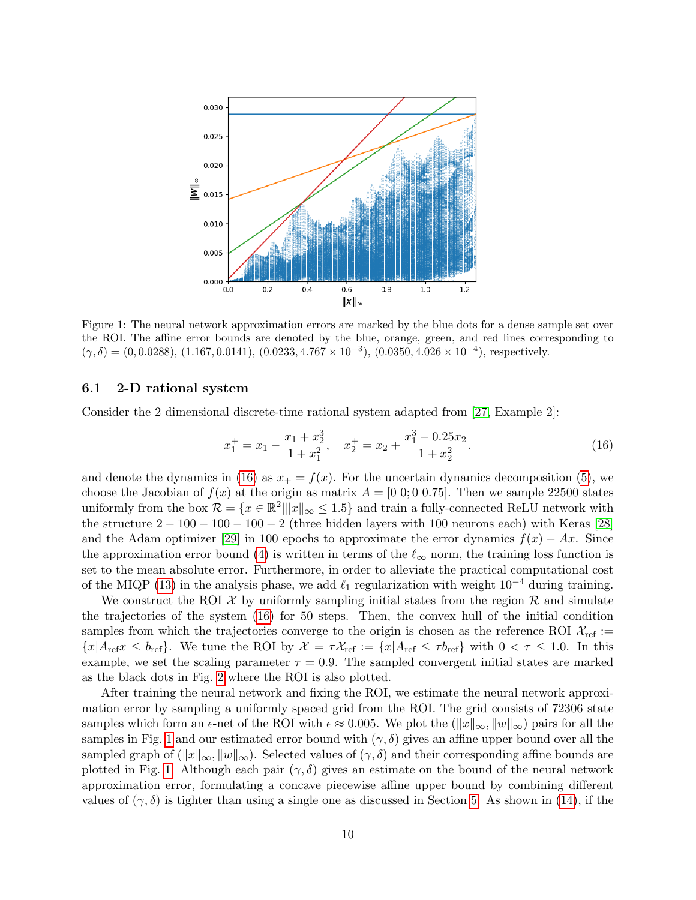Figure 1: The neural network approximation errors are marked by the blue dots for a dense sample set over the ROI. The affine error bounds are denoted by the blue, orange, green, and red lines corresponding to $(\gamma, \delta) = (0, 0.0288)$, $(1.167, 0.0141)$, $(0.0233, 4.767 \times 10^{-3})$, $(0.0350, 4.026 \times 10^{-4})$, respectively.

### 6.1 2-D rational system

Consider the 2 dimensional discrete-time rational system adapted from [27, Example 2]:

$$x_1^+ = x_1 - \frac{x_1 + x_2^3}{1 + x_1^2}, \quad x_2^+ = x_2 + \frac{x_1^3 - 0.25x_2}{1 + x_2^2}. \tag{16}$$

and denote the dynamics in (16) as $x_+ = f(x)$. For the uncertain dynamics decomposition (5), we choose the Jacobian of $f(x)$ at the origin as matrix $A = [0\ 0; 0\ 0.75]$. Then we sample 22500 states uniformly from the box $\mathcal{R} = \{x \in \mathbb{R}^2 | \|x\|_\infty \leq 1.5\}$ and train a fully-connected ReLU network with the structure $2 - 100 - 100 - 100 - 2$ (three hidden layers with 100 neurons each) with Keras [28] and the Adam optimizer [29] in 100 epochs to approximate the error dynamics $f(x) - Ax$. Since the approximation error bound (4) is written in terms of the $\ell_\infty$ norm, the training loss function is set to the mean absolute error. Furthermore, in order to alleviate the practical computational cost of the MIQP (13) in the analysis phase, we add $\ell_1$ regularization with weight $10^{-4}$ during training.

We construct the ROI $\mathcal{X}$ by uniformly sampling initial states from the region $\mathcal{R}$ and simulate the trajectories of the system (16) for 50 steps. Then, the convex hull of the initial condition samples from which the trajectories converge to the origin is chosen as the reference ROI $\mathcal{X}_{\text{ref}} := \{x | A_{\text{ref}} x \leq b_{\text{ref}}\}$. We tune the ROI by $\mathcal{X} = \tau \mathcal{X}_{\text{ref}} := \{x | A_{\text{ref}} \leq \tau b_{\text{ref}}\}$ with $0 < \tau \leq 1.0$. In this example, we set the scaling parameter $\tau = 0.9$. The sampled convergent initial states are marked as the black dots in Fig. 2 where the ROI is also plotted.

After training the neural network and fixing the ROI, we estimate the neural network approximation error by sampling a uniformly spaced grid from the ROI. The grid consists of 72306 state samples which form an $\epsilon$-net of the ROI with $\epsilon \approx 0.005$. We plot the $(\|x\|_\infty, \|w\|_\infty)$ pairs for all the samples in Fig. 1 and our estimated error bound with $(\gamma, \delta)$ gives an affine upper bound over all the sampled graph of $(\|x\|_\infty, \|w\|_\infty)$. Selected values of $(\gamma, \delta)$ and their corresponding affine bounds are plotted in Fig. 1. Although each pair $(\gamma, \delta)$ gives an estimate on the bound of the neural network approximation error, formulating a concave piecewise affine upper bound by combining different values of $(\gamma, \delta)$ is tighter than using a single one as discussed in Section 5. As shown in (14), if the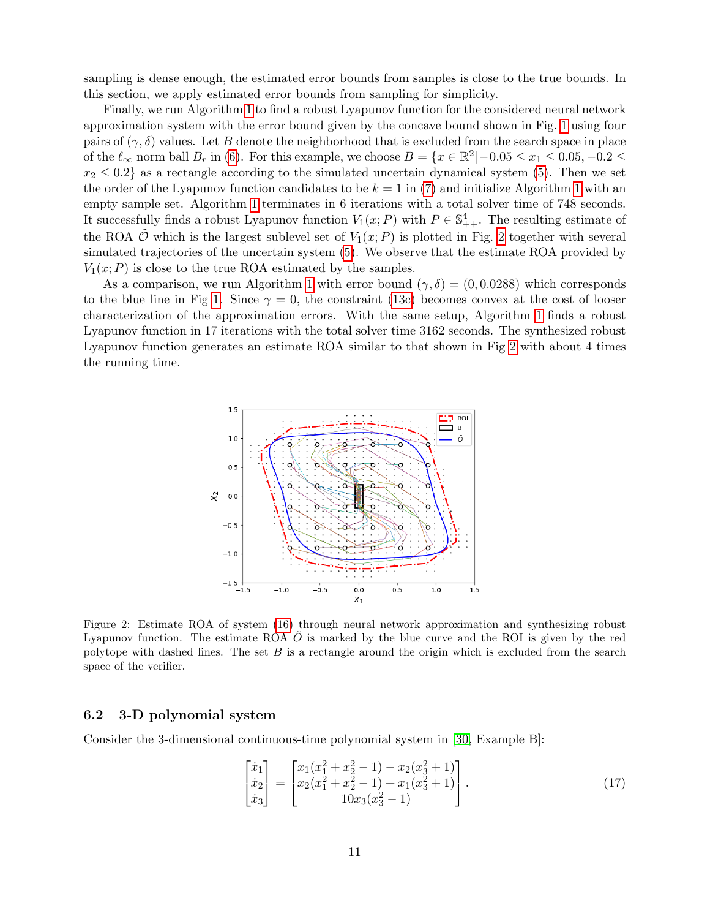sampling is dense enough, the estimated error bounds from samples is close to the true bounds. In this section, we apply estimated error bounds from sampling for simplicity.

Finally, we run Algorithm 1 to find a robust Lyapunov function for the considered neural network approximation system with the error bound given by the concave bound shown in Fig. 1 using four pairs of $(\gamma, \delta)$ values. Let $B$ denote the neighborhood that is excluded from the search space in place of the $\ell_\infty$ norm ball $B_r$ in (6). For this example, we choose $B = \{x \in \mathbb{R}^2 | -0.05 \leq x_1 \leq 0.05, -0.2 \leq x_2 \leq 0.2\}$ as a rectangle according to the simulated uncertain dynamical system (5). Then we set the order of the Lyapunov function candidates to be $k = 1$ in (7) and initialize Algorithm 1 with an empty sample set. Algorithm 1 terminates in 6 iterations with a total solver time of 748 seconds. It successfully finds a robust Lyapunov function $V_1(x; P)$ with $P \in \mathbb{S}^4_{++}$. The resulting estimate of the ROA $\tilde{\mathcal{O}}$ which is the largest sublevel set of $V_1(x; P)$ is plotted in Fig. 2 together with several simulated trajectories of the uncertain system (5). We observe that the estimate ROA provided by $V_1(x; P)$ is close to the true ROA estimated by the samples.

As a comparison, we run Algorithm 1 with error bound $(\gamma, \delta) = (0, 0.0288)$ which corresponds to the blue line in Fig 1. Since $\gamma = 0$, the constraint (13c) becomes convex at the cost of looser characterization of the approximation errors. With the same setup, Algorithm 1 finds a robust Lyapunov function in 17 iterations with the total solver time 3162 seconds. The synthesized robust Lyapunov function generates an estimate ROA similar to that shown in Fig 2 with about 4 times the running time.

Figure 2: Estimate ROA of system (16) through neural network approximation and synthesizing robust Lyapunov function. The estimate ROA $\tilde{O}$ is marked by the blue curve and the ROI is given by the red polytope with dashed lines. The set $B$ is a rectangle around the origin which is excluded from the search space of the verifier.

### 6.2 3-D polynomial system

Consider the 3-dimensional continuous-time polynomial system in [30, Example B]:

$$
\begin{bmatrix} \dot{x}_1 \\ \dot{x}_2 \\ \dot{x}_3 \end{bmatrix} = \begin{bmatrix} x_1(x_1^2 + x_2^2 - 1) - x_2(x_3^2 + 1) \\ x_2(x_1^2 + x_2^2 - 1) + x_1(x_3^2 + 1) \\ 10x_3(x_3^2 - 1) \end{bmatrix}. \tag{17}
$$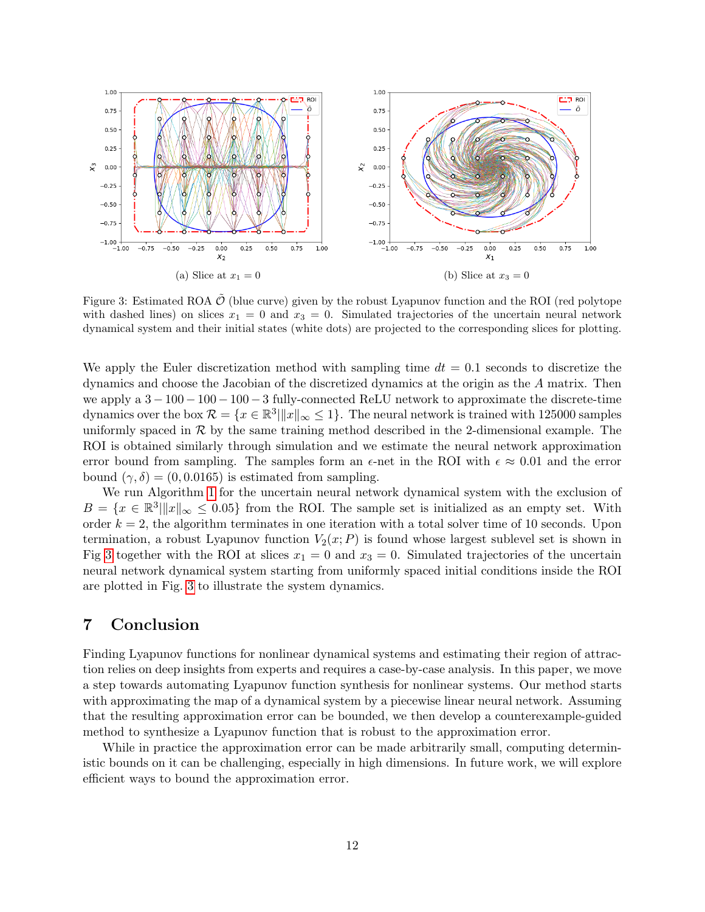(a) Slice at $x_1 = 0$

(b) Slice at $x_3 = 0$

Figure 3: Estimated ROA $\tilde{\mathcal{O}}$ (blue curve) given by the robust Lyapunov function and the ROI (red polytope with dashed lines) on slices $x_1 = 0$ and $x_3 = 0$. Simulated trajectories of the uncertain neural network dynamical system and their initial states (white dots) are projected to the corresponding slices for plotting.

We apply the Euler discretization method with sampling time $dt = 0.1$ seconds to discretize the dynamics and choose the Jacobian of the discretized dynamics at the origin as the $A$ matrix. Then we apply a $3 - 100 - 100 - 100 - 3$ fully-connected ReLU network to approximate the discrete-time dynamics over the box $\mathcal{R} = \{x \in \mathbb{R}^3 \| \|x\|_\infty \leq 1\}$. The neural network is trained with 125000 samples uniformly spaced in $\mathcal{R}$ by the same training method described in the 2-dimensional example. The ROI is obtained similarly through simulation and we estimate the neural network approximation error bound from sampling. The samples form an $\epsilon$-net in the ROI with $\epsilon \approx 0.01$ and the error bound $(\gamma, \delta) = (0, 0.0165)$ is estimated from sampling.

We run Algorithm 1 for the uncertain neural network dynamical system with the exclusion of $B = \{x \in \mathbb{R}^3 \| \|x\|_\infty \leq 0.05\}$ from the ROI. The sample set is initialized as an empty set. With order $k = 2$, the algorithm terminates in one iteration with a total solver time of 10 seconds. Upon termination, a robust Lyapunov function $V_2(x; P)$ is found whose largest sublevel set is shown in Fig 3 together with the ROI at slices $x_1 = 0$ and $x_3 = 0$. Simulated trajectories of the uncertain neural network dynamical system starting from uniformly spaced initial conditions inside the ROI are plotted in Fig. 3 to illustrate the system dynamics.

# 7 Conclusion

Finding Lyapunov functions for nonlinear dynamical systems and estimating their region of attraction relies on deep insights from experts and requires a case-by-case analysis. In this paper, we move a step towards automating Lyapunov function synthesis for nonlinear systems. Our method starts with approximating the map of a dynamical system by a piecewise linear neural network. Assuming that the resulting approximation error can be bounded, we then develop a counterexample-guided method to synthesize a Lyapunov function that is robust to the approximation error.

While in practice the approximation error can be made arbitrarily small, computing deterministic bounds on it can be challenging, especially in high dimensions. In future work, we will explore efficient ways to bound the approximation error.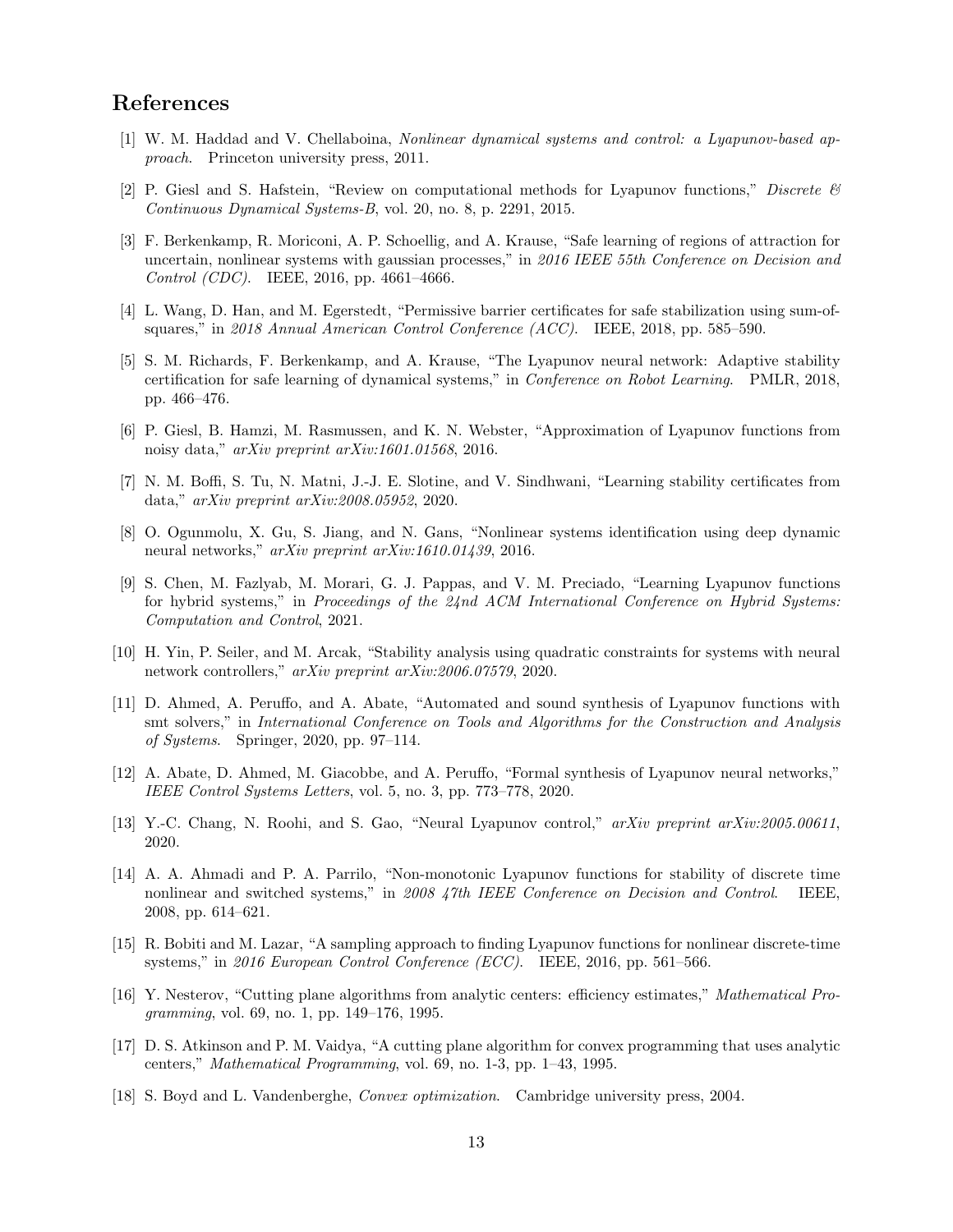## References

[1] W. M. Haddad and V. Chellaboina, *Nonlinear dynamical systems and control: a Lyapunov-based approach*. Princeton university press, 2011.

[2] P. Giesl and S. Hafstein, "Review on computational methods for Lyapunov functions," *Discrete & Continuous Dynamical Systems-B*, vol. 20, no. 8, p. 2291, 2015.

[3] F. Berkenkamp, R. Moriconi, A. P. Schoellig, and A. Krause, "Safe learning of regions of attraction for uncertain, nonlinear systems with gaussian processes," in *2016 IEEE 55th Conference on Decision and Control (CDC)*. IEEE, 2016, pp. 4661–4666.

[4] L. Wang, D. Han, and M. Egerstedt, "Permissive barrier certificates for safe stabilization using sum-of-squares," in *2018 Annual American Control Conference (ACC)*. IEEE, 2018, pp. 585–590.

[5] S. M. Richards, F. Berkenkamp, and A. Krause, "The Lyapunov neural network: Adaptive stability certification for safe learning of dynamical systems," in *Conference on Robot Learning*. PMLR, 2018, pp. 466–476.

[6] P. Giesl, B. Hamzi, M. Rasmussen, and K. N. Webster, "Approximation of Lyapunov functions from noisy data," *arXiv preprint arXiv:1601.01568*, 2016.

[7] N. M. Boffi, S. Tu, N. Matni, J.-J. E. Slotine, and V. Sindhwani, "Learning stability certificates from data," *arXiv preprint arXiv:2008.05952*, 2020.

[8] O. Ogunmolu, X. Gu, S. Jiang, and N. Gans, "Nonlinear systems identification using deep dynamic neural networks," *arXiv preprint arXiv:1610.01439*, 2016.

[9] S. Chen, M. Fazlyab, M. Morari, G. J. Pappas, and V. M. Preciado, "Learning Lyapunov functions for hybrid systems," in *Proceedings of the 24nd ACM International Conference on Hybrid Systems: Computation and Control*, 2021.

[10] H. Yin, P. Seiler, and M. Arcak, "Stability analysis using quadratic constraints for systems with neural network controllers," *arXiv preprint arXiv:2006.07579*, 2020.

[11] D. Ahmed, A. Peruffo, and A. Abate, "Automated and sound synthesis of Lyapunov functions with smt solvers," in *International Conference on Tools and Algorithms for the Construction and Analysis of Systems*. Springer, 2020, pp. 97–114.

[12] A. Abate, D. Ahmed, M. Giacobbe, and A. Peruffo, "Formal synthesis of Lyapunov neural networks," *IEEE Control Systems Letters*, vol. 5, no. 3, pp. 773–778, 2020.

[13] Y.-C. Chang, N. Roohi, and S. Gao, "Neural Lyapunov control," *arXiv preprint arXiv:2005.00611*, 2020.

[14] A. A. Ahmadi and P. A. Parrilo, "Non-monotonic Lyapunov functions for stability of discrete time nonlinear and switched systems," in *2008 47th IEEE Conference on Decision and Control*. IEEE, 2008, pp. 614–621.

[15] R. Bobiti and M. Lazar, "A sampling approach to finding Lyapunov functions for nonlinear discrete-time systems," in *2016 European Control Conference (ECC)*. IEEE, 2016, pp. 561–566.

[16] Y. Nesterov, "Cutting plane algorithms from analytic centers: efficiency estimates," *Mathematical Programming*, vol. 69, no. 1, pp. 149–176, 1995.

[17] D. S. Atkinson and P. M. Vaidya, "A cutting plane algorithm for convex programming that uses analytic centers," *Mathematical Programming*, vol. 69, no. 1-3, pp. 1–43, 1995.

[18] S. Boyd and L. Vandenberghe, *Convex optimization*. Cambridge university press, 2004.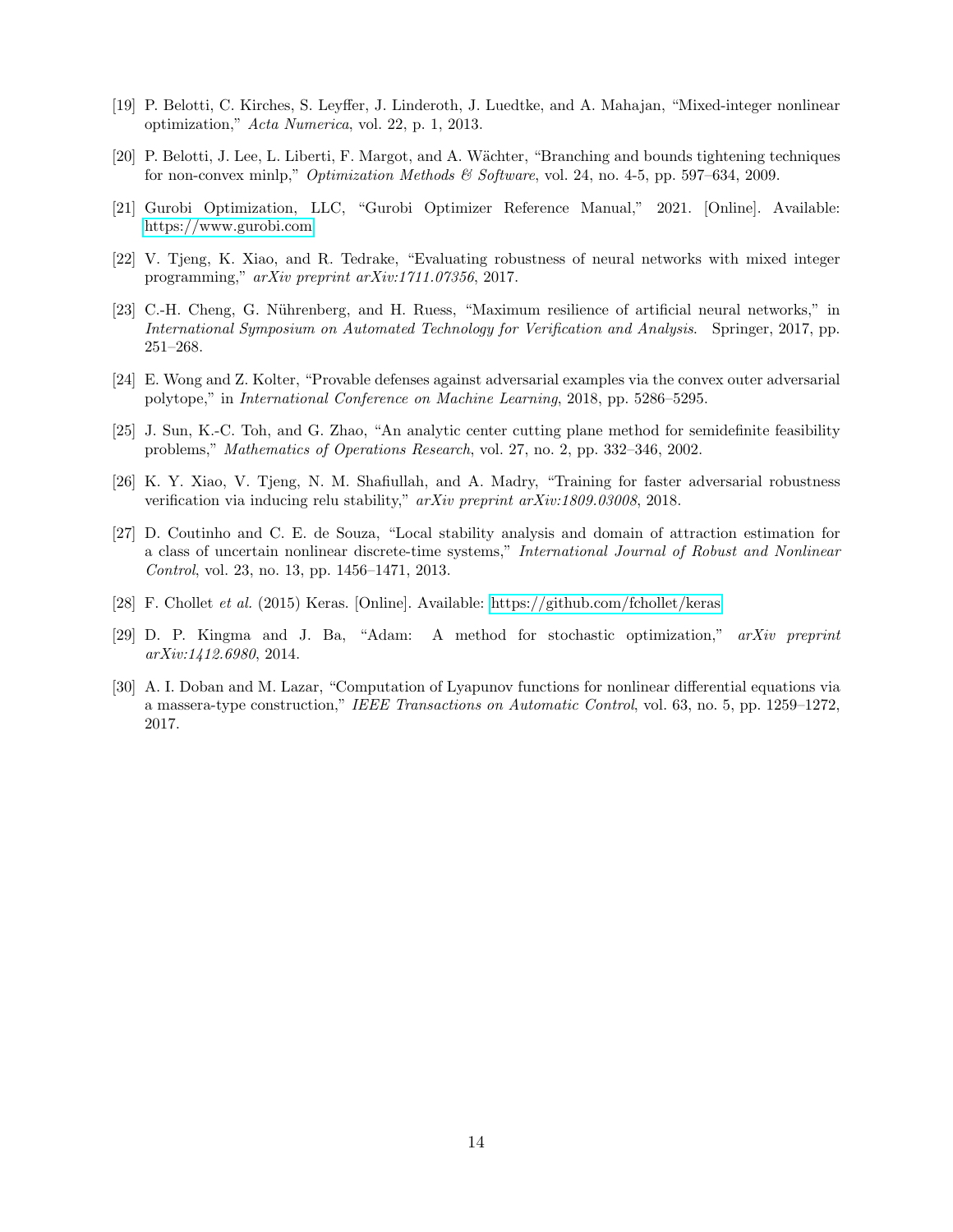[19] P. Belotti, C. Kirches, S. Leyffer, J. Linderoth, J. Luedtke, and A. Mahajan, "Mixed-integer nonlinear optimization," *Acta Numerica*, vol. 22, p. 1, 2013.

[20] P. Belotti, J. Lee, L. Liberti, F. Margot, and A. Wächter, "Branching and bounds tightening techniques for non-convex minlp," *Optimization Methods & Software*, vol. 24, no. 4-5, pp. 597–634, 2009.

[21] Gurobi Optimization, LLC, "Gurobi Optimizer Reference Manual," 2021. [Online]. Available: https://www.gurobi.com

[22] V. Tjeng, K. Xiao, and R. Tedrake, "Evaluating robustness of neural networks with mixed integer programming," *arXiv preprint arXiv:1711.07356*, 2017.

[23] C.-H. Cheng, G. Nührenberg, and H. Ruess, "Maximum resilience of artificial neural networks," in *International Symposium on Automated Technology for Verification and Analysis*. Springer, 2017, pp. 251–268.

[24] E. Wong and Z. Kolter, "Provable defenses against adversarial examples via the convex outer adversarial polytope," in *International Conference on Machine Learning*, 2018, pp. 5286–5295.

[25] J. Sun, K.-C. Toh, and G. Zhao, "An analytic center cutting plane method for semidefinite feasibility problems," *Mathematics of Operations Research*, vol. 27, no. 2, pp. 332–346, 2002.

[26] K. Y. Xiao, V. Tjeng, N. M. Shafiullah, and A. Madry, "Training for faster adversarial robustness verification via inducing relu stability," *arXiv preprint arXiv:1809.03008*, 2018.

[27] D. Coutinho and C. E. de Souza, "Local stability analysis and domain of attraction estimation for a class of uncertain nonlinear discrete-time systems," *International Journal of Robust and Nonlinear Control*, vol. 23, no. 13, pp. 1456–1471, 2013.

[28] F. Chollet *et al.* (2015) Keras. [Online]. Available: https://github.com/fchollet/keras

[29] D. P. Kingma and J. Ba, "Adam: A method for stochastic optimization," *arXiv preprint arXiv:1412.6980*, 2014.

[30] A. I. Doban and M. Lazar, "Computation of Lyapunov functions for nonlinear differential equations via a massera-type construction," *IEEE Transactions on Automatic Control*, vol. 63, no. 5, pp. 1259–1272, 2017.